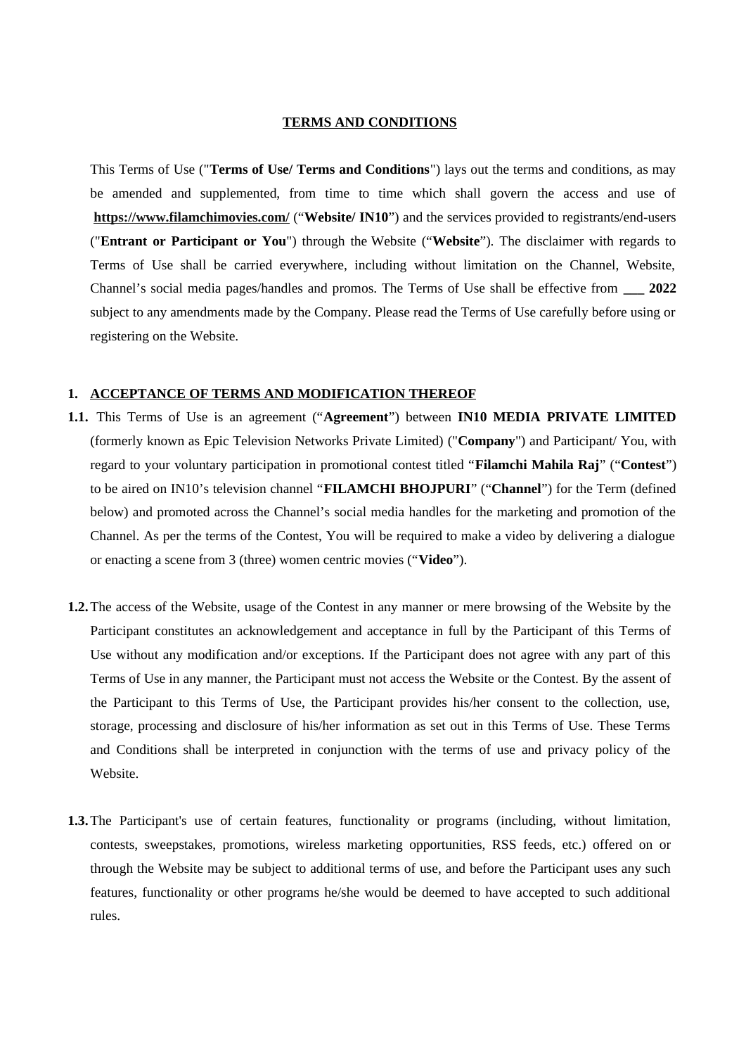# TERMS AND CONDITIONS

This Terms of Use ("**Terms of Use/ Terms and Conditions**") lays out the terms and conditions, as may be amended and supplemented, from time to time which shall govern the access and use of **https://www.filamchimovies.com/** ("**Website/ IN10**") and the services provided to registrants/end-users ("**Entrant or Participant or You**") through the Website ("**Website**"). The disclaimer with regards to Terms of Use shall be carried everywhere, including without limitation on the Channel, Website, Channel's social media pages/handles and promos. The Terms of Use shall be effective from **___ 2022** subject to any amendments made by the Company. Please read the Terms of Use carefully before using or registering on the Website.

## 1. ACCEPTANCE OF TERMS AND MODIFICATION THEREOF

**1.1.** This Terms of Use is an agreement ("**Agreement**") between **IN10 MEDIA PRIVATE LIMITED** (formerly known as Epic Television Networks Private Limited) ("**Company**") and Participant/ You, with regard to your voluntary participation in promotional contest titled "**Filamchi Mahila Raj**" ("**Contest**") to be aired on IN10's television channel "**FILAMCHI BHOJPURI**" ("**Channel**") for the Term (defined below) and promoted across the Channel's social media handles for the marketing and promotion of the Channel. As per the terms of the Contest, You will be required to make a video by delivering a dialogue or enacting a scene from 3 (three) women centric movies ("**Video**").

**1.2.** The access of the Website, usage of the Contest in any manner or mere browsing of the Website by the Participant constitutes an acknowledgement and acceptance in full by the Participant of this Terms of Use without any modification and/or exceptions. If the Participant does not agree with any part of this Terms of Use in any manner, the Participant must not access the Website or the Contest. By the assent of the Participant to this Terms of Use, the Participant provides his/her consent to the collection, use, storage, processing and disclosure of his/her information as set out in this Terms of Use. These Terms and Conditions shall be interpreted in conjunction with the terms of use and privacy policy of the Website.

**1.3.** The Participant's use of certain features, functionality or programs (including, without limitation, contests, sweepstakes, promotions, wireless marketing opportunities, RSS feeds, etc.) offered on or through the Website may be subject to additional terms of use, and before the Participant uses any such features, functionality or other programs he/she would be deemed to have accepted to such additional rules.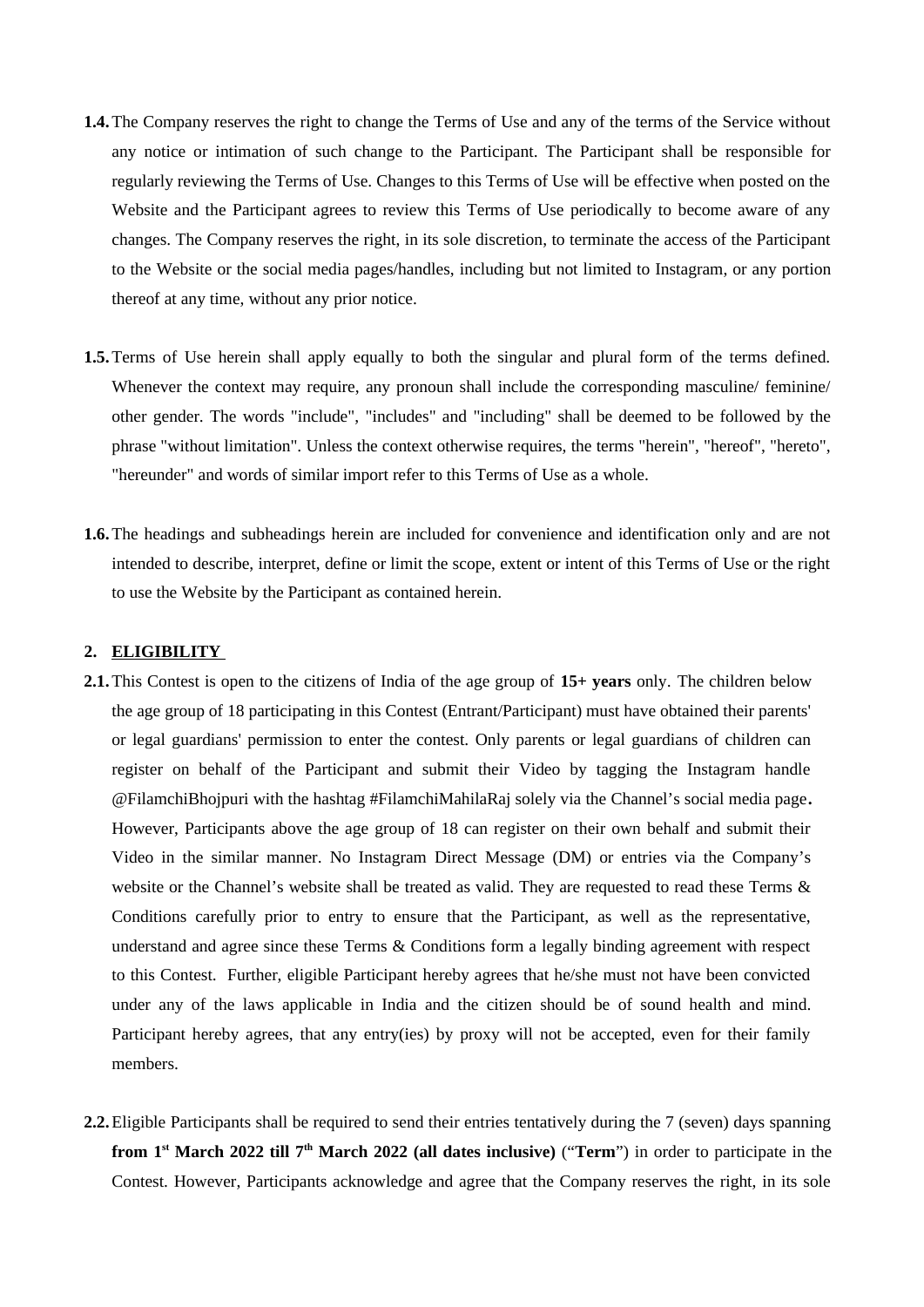**1.4.** The Company reserves the right to change the Terms of Use and any of the terms of the Service without any notice or intimation of such change to the Participant. The Participant shall be responsible for regularly reviewing the Terms of Use. Changes to this Terms of Use will be effective when posted on the Website and the Participant agrees to review this Terms of Use periodically to become aware of any changes. The Company reserves the right, in its sole discretion, to terminate the access of the Participant to the Website or the social media pages/handles, including but not limited to Instagram, or any portion thereof at any time, without any prior notice.

**1.5.** Terms of Use herein shall apply equally to both the singular and plural form of the terms defined. Whenever the context may require, any pronoun shall include the corresponding masculine/ feminine/ other gender. The words "include", "includes" and "including" shall be deemed to be followed by the phrase "without limitation". Unless the context otherwise requires, the terms "herein", "hereof", "hereto", "hereunder" and words of similar import refer to this Terms of Use as a whole.

**1.6.** The headings and subheadings herein are included for convenience and identification only and are not intended to describe, interpret, define or limit the scope, extent or intent of this Terms of Use or the right to use the Website by the Participant as contained herein.

## 2. ELIGIBILITY

**2.1.** This Contest is open to the citizens of India of the age group of **15+ years** only. The children below the age group of 18 participating in this Contest (Entrant/Participant) must have obtained their parents' or legal guardians' permission to enter the contest. Only parents or legal guardians of children can register on behalf of the Participant and submit their Video by tagging the Instagram handle @FilamchiBhojpuri with the hashtag #FilamchiMahilaRaj solely via the Channel's social media page**.** However, Participants above the age group of 18 can register on their own behalf and submit their Video in the similar manner. No Instagram Direct Message (DM) or entries via the Company's website or the Channel's website shall be treated as valid. They are requested to read these Terms & Conditions carefully prior to entry to ensure that the Participant, as well as the representative, understand and agree since these Terms & Conditions form a legally binding agreement with respect to this Contest. Further, eligible Participant hereby agrees that he/she must not have been convicted under any of the laws applicable in India and the citizen should be of sound health and mind. Participant hereby agrees, that any entry(ies) by proxy will not be accepted, even for their family members.

**2.2.** Eligible Participants shall be required to send their entries tentatively during the 7 (seven) days spanning **from 1st March 2022 till 7th March 2022 (all dates inclusive)** ("**Term**") in order to participate in the Contest. However, Participants acknowledge and agree that the Company reserves the right, in its sole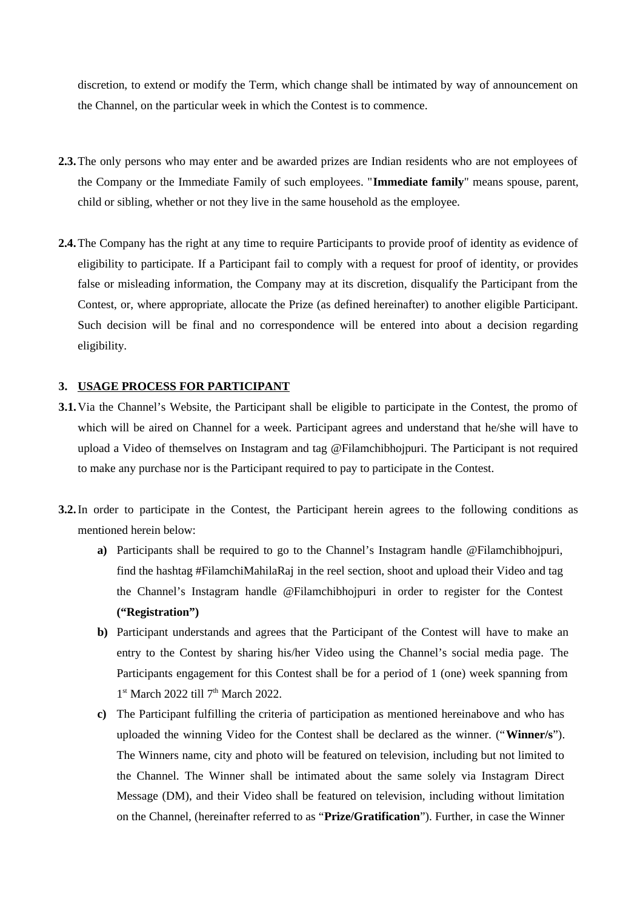discretion, to extend or modify the Term, which change shall be intimated by way of announcement on the Channel, on the particular week in which the Contest is to commence.

**2.3.** The only persons who may enter and be awarded prizes are Indian residents who are not employees of the Company or the Immediate Family of such employees. "**Immediate family**" means spouse, parent, child or sibling, whether or not they live in the same household as the employee.

**2.4.** The Company has the right at any time to require Participants to provide proof of identity as evidence of eligibility to participate. If a Participant fail to comply with a request for proof of identity, or provides false or misleading information, the Company may at its discretion, disqualify the Participant from the Contest, or, where appropriate, allocate the Prize (as defined hereinafter) to another eligible Participant. Such decision will be final and no correspondence will be entered into about a decision regarding eligibility.

## 3. USAGE PROCESS FOR PARTICIPANT

**3.1.** Via the Channel's Website, the Participant shall be eligible to participate in the Contest, the promo of which will be aired on Channel for a week. Participant agrees and understand that he/she will have to upload a Video of themselves on Instagram and tag @Filamchibhojpuri. The Participant is not required to make any purchase nor is the Participant required to pay to participate in the Contest.

**3.2.** In order to participate in the Contest, the Participant herein agrees to the following conditions as mentioned herein below:

- **a)** Participants shall be required to go to the Channel's Instagram handle @Filamchibhojpuri, find the hashtag #FilamchiMahilaRaj in the reel section, shoot and upload their Video and tag the Channel's Instagram handle @Filamchibhojpuri in order to register for the Contest **("Registration")**
- **b)** Participant understands and agrees that the Participant of the Contest will have to make an entry to the Contest by sharing his/her Video using the Channel's social media page. The Participants engagement for this Contest shall be for a period of 1 (one) week spanning from 1st March 2022 till 7th March 2022.
- **c)** The Participant fulfilling the criteria of participation as mentioned hereinabove and who has uploaded the winning Video for the Contest shall be declared as the winner. ("**Winner/s**"). The Winners name, city and photo will be featured on television, including but not limited to the Channel. The Winner shall be intimated about the same solely via Instagram Direct Message (DM), and their Video shall be featured on television, including without limitation on the Channel, (hereinafter referred to as "**Prize/Gratification**"). Further, in case the Winner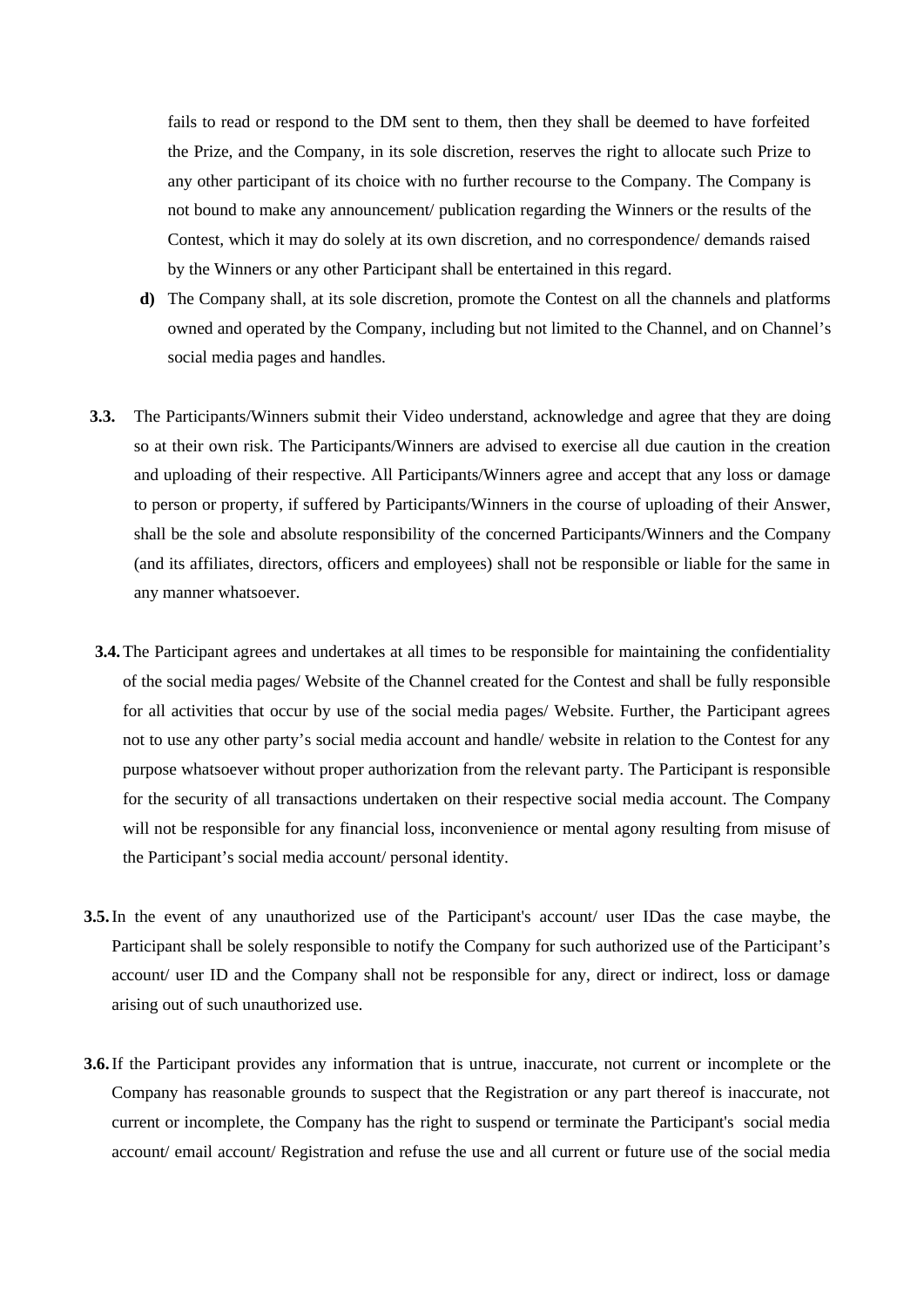fails to read or respond to the DM sent to them, then they shall be deemed to have forfeited the Prize, and the Company, in its sole discretion, reserves the right to allocate such Prize to any other participant of its choice with no further recourse to the Company. The Company is not bound to make any announcement/ publication regarding the Winners or the results of the Contest, which it may do solely at its own discretion, and no correspondence/ demands raised by the Winners or any other Participant shall be entertained in this regard.

**d)** The Company shall, at its sole discretion, promote the Contest on all the channels and platforms owned and operated by the Company, including but not limited to the Channel, and on Channel's social media pages and handles.

**3.3.** The Participants/Winners submit their Video understand, acknowledge and agree that they are doing so at their own risk. The Participants/Winners are advised to exercise all due caution in the creation and uploading of their respective. All Participants/Winners agree and accept that any loss or damage to person or property, if suffered by Participants/Winners in the course of uploading of their Answer, shall be the sole and absolute responsibility of the concerned Participants/Winners and the Company (and its affiliates, directors, officers and employees) shall not be responsible or liable for the same in any manner whatsoever.

**3.4.** The Participant agrees and undertakes at all times to be responsible for maintaining the confidentiality of the social media pages/ Website of the Channel created for the Contest and shall be fully responsible for all activities that occur by use of the social media pages/ Website. Further, the Participant agrees not to use any other party's social media account and handle/ website in relation to the Contest for any purpose whatsoever without proper authorization from the relevant party. The Participant is responsible for the security of all transactions undertaken on their respective social media account. The Company will not be responsible for any financial loss, inconvenience or mental agony resulting from misuse of the Participant's social media account/ personal identity.

**3.5.** In the event of any unauthorized use of the Participant's account/ user IDas the case maybe, the Participant shall be solely responsible to notify the Company for such authorized use of the Participant's account/ user ID and the Company shall not be responsible for any, direct or indirect, loss or damage arising out of such unauthorized use.

**3.6.** If the Participant provides any information that is untrue, inaccurate, not current or incomplete or the Company has reasonable grounds to suspect that the Registration or any part thereof is inaccurate, not current or incomplete, the Company has the right to suspend or terminate the Participant's social media account/ email account/ Registration and refuse the use and all current or future use of the social media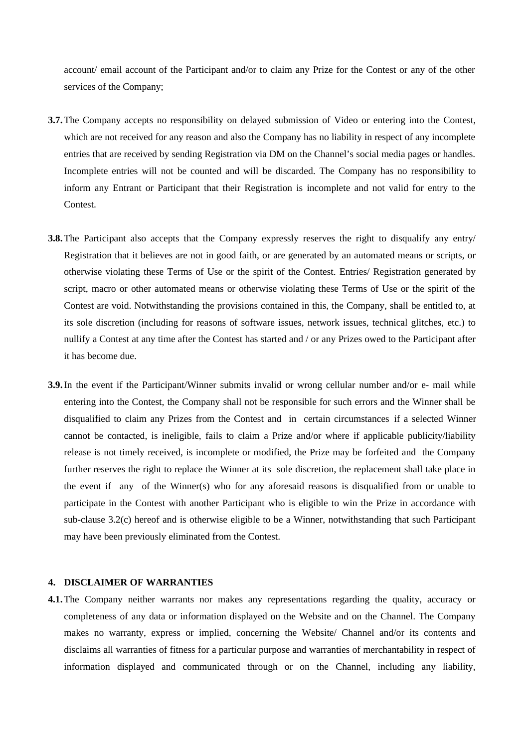account/ email account of the Participant and/or to claim any Prize for the Contest or any of the other services of the Company;

**3.7.** The Company accepts no responsibility on delayed submission of Video or entering into the Contest, which are not received for any reason and also the Company has no liability in respect of any incomplete entries that are received by sending Registration via DM on the Channel's social media pages or handles. Incomplete entries will not be counted and will be discarded. The Company has no responsibility to inform any Entrant or Participant that their Registration is incomplete and not valid for entry to the Contest.

**3.8.** The Participant also accepts that the Company expressly reserves the right to disqualify any entry/ Registration that it believes are not in good faith, or are generated by an automated means or scripts, or otherwise violating these Terms of Use or the spirit of the Contest. Entries/ Registration generated by script, macro or other automated means or otherwise violating these Terms of Use or the spirit of the Contest are void. Notwithstanding the provisions contained in this, the Company, shall be entitled to, at its sole discretion (including for reasons of software issues, network issues, technical glitches, etc.) to nullify a Contest at any time after the Contest has started and / or any Prizes owed to the Participant after it has become due.

**3.9.** In the event if the Participant/Winner submits invalid or wrong cellular number and/or e- mail while entering into the Contest, the Company shall not be responsible for such errors and the Winner shall be disqualified to claim any Prizes from the Contest and in certain circumstances if a selected Winner cannot be contacted, is ineligible, fails to claim a Prize and/or where if applicable publicity/liability release is not timely received, is incomplete or modified, the Prize may be forfeited and the Company further reserves the right to replace the Winner at its sole discretion, the replacement shall take place in the event if any of the Winner(s) who for any aforesaid reasons is disqualified from or unable to participate in the Contest with another Participant who is eligible to win the Prize in accordance with sub-clause 3.2(c) hereof and is otherwise eligible to be a Winner, notwithstanding that such Participant may have been previously eliminated from the Contest.

## 4. DISCLAIMER OF WARRANTIES

**4.1.** The Company neither warrants nor makes any representations regarding the quality, accuracy or completeness of any data or information displayed on the Website and on the Channel. The Company makes no warranty, express or implied, concerning the Website/ Channel and/or its contents and disclaims all warranties of fitness for a particular purpose and warranties of merchantability in respect of information displayed and communicated through or on the Channel, including any liability,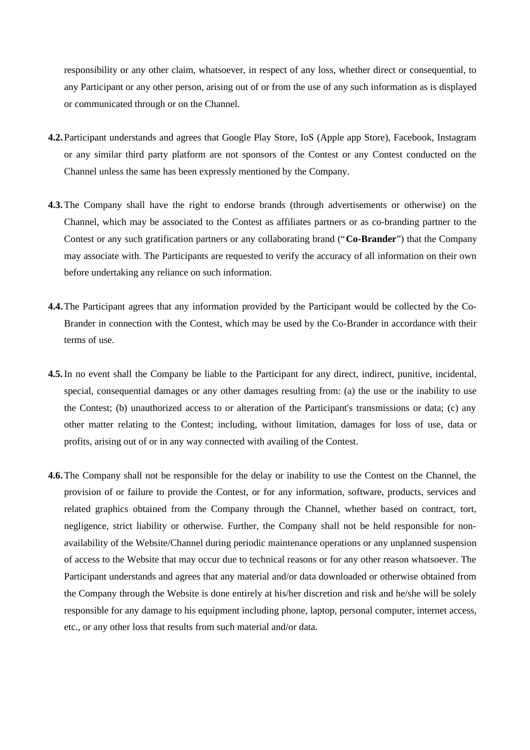responsibility or any other claim, whatsoever, in respect of any loss, whether direct or consequential, to any Participant or any other person, arising out of or from the use of any such information as is displayed or communicated through or on the Channel.

**4.2.** Participant understands and agrees that Google Play Store, IoS (Apple app Store), Facebook, Instagram or any similar third party platform are not sponsors of the Contest or any Contest conducted on the Channel unless the same has been expressly mentioned by the Company.

**4.3.** The Company shall have the right to endorse brands (through advertisements or otherwise) on the Channel, which may be associated to the Contest as affiliates partners or as co-branding partner to the Contest or any such gratification partners or any collaborating brand ("**Co-Brander**") that the Company may associate with. The Participants are requested to verify the accuracy of all information on their own before undertaking any reliance on such information.

**4.4.** The Participant agrees that any information provided by the Participant would be collected by the Co-Brander in connection with the Contest, which may be used by the Co-Brander in accordance with their terms of use.

**4.5.** In no event shall the Company be liable to the Participant for any direct, indirect, punitive, incidental, special, consequential damages or any other damages resulting from: (a) the use or the inability to use the Contest; (b) unauthorized access to or alteration of the Participant's transmissions or data; (c) any other matter relating to the Contest; including, without limitation, damages for loss of use, data or profits, arising out of or in any way connected with availing of the Contest.

**4.6.** The Company shall not be responsible for the delay or inability to use the Contest on the Channel, the provision of or failure to provide the Contest, or for any information, software, products, services and related graphics obtained from the Company through the Channel, whether based on contract, tort, negligence, strict liability or otherwise. Further, the Company shall not be held responsible for non-availability of the Website/Channel during periodic maintenance operations or any unplanned suspension of access to the Website that may occur due to technical reasons or for any other reason whatsoever. The Participant understands and agrees that any material and/or data downloaded or otherwise obtained from the Company through the Website is done entirely at his/her discretion and risk and he/she will be solely responsible for any damage to his equipment including phone, laptop, personal computer, internet access, etc., or any other loss that results from such material and/or data.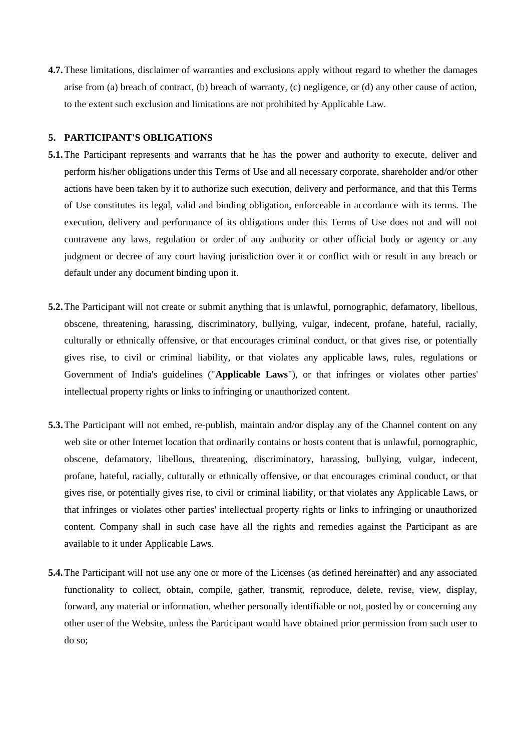**4.7.** These limitations, disclaimer of warranties and exclusions apply without regard to whether the damages arise from (a) breach of contract, (b) breach of warranty, (c) negligence, or (d) any other cause of action, to the extent such exclusion and limitations are not prohibited by Applicable Law.

## 5. PARTICIPANT'S OBLIGATIONS

**5.1.** The Participant represents and warrants that he has the power and authority to execute, deliver and perform his/her obligations under this Terms of Use and all necessary corporate, shareholder and/or other actions have been taken by it to authorize such execution, delivery and performance, and that this Terms of Use constitutes its legal, valid and binding obligation, enforceable in accordance with its terms. The execution, delivery and performance of its obligations under this Terms of Use does not and will not contravene any laws, regulation or order of any authority or other official body or agency or any judgment or decree of any court having jurisdiction over it or conflict with or result in any breach or default under any document binding upon it.

**5.2.** The Participant will not create or submit anything that is unlawful, pornographic, defamatory, libellous, obscene, threatening, harassing, discriminatory, bullying, vulgar, indecent, profane, hateful, racially, culturally or ethnically offensive, or that encourages criminal conduct, or that gives rise, or potentially gives rise, to civil or criminal liability, or that violates any applicable laws, rules, regulations or Government of India's guidelines ("**Applicable Laws**"), or that infringes or violates other parties' intellectual property rights or links to infringing or unauthorized content.

**5.3.** The Participant will not embed, re-publish, maintain and/or display any of the Channel content on any web site or other Internet location that ordinarily contains or hosts content that is unlawful, pornographic, obscene, defamatory, libellous, threatening, discriminatory, harassing, bullying, vulgar, indecent, profane, hateful, racially, culturally or ethnically offensive, or that encourages criminal conduct, or that gives rise, or potentially gives rise, to civil or criminal liability, or that violates any Applicable Laws, or that infringes or violates other parties' intellectual property rights or links to infringing or unauthorized content. Company shall in such case have all the rights and remedies against the Participant as are available to it under Applicable Laws.

**5.4.** The Participant will not use any one or more of the Licenses (as defined hereinafter) and any associated functionality to collect, obtain, compile, gather, transmit, reproduce, delete, revise, view, display, forward, any material or information, whether personally identifiable or not, posted by or concerning any other user of the Website, unless the Participant would have obtained prior permission from such user to do so;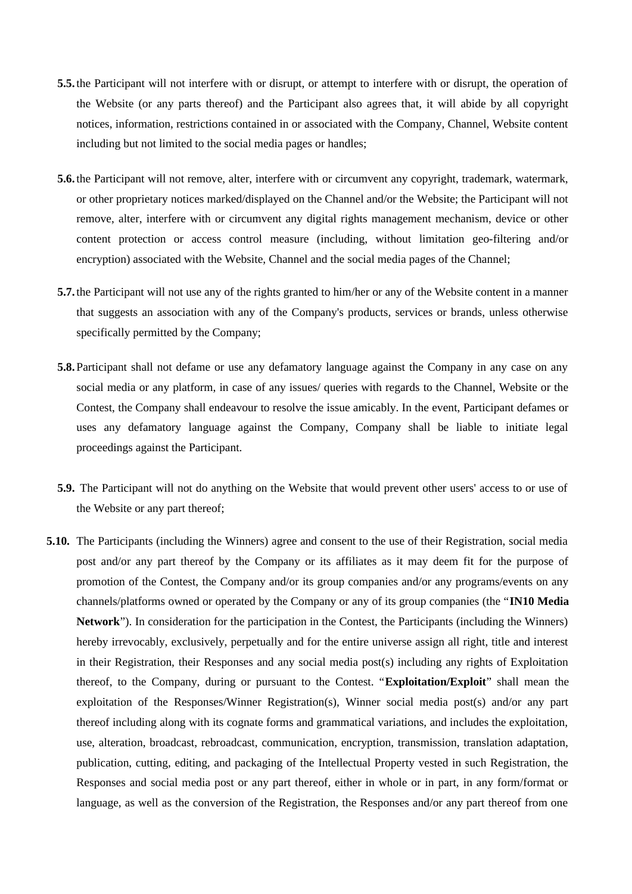**5.5.** the Participant will not interfere with or disrupt, or attempt to interfere with or disrupt, the operation of the Website (or any parts thereof) and the Participant also agrees that, it will abide by all copyright notices, information, restrictions contained in or associated with the Company, Channel, Website content including but not limited to the social media pages or handles;

**5.6.** the Participant will not remove, alter, interfere with or circumvent any copyright, trademark, watermark, or other proprietary notices marked/displayed on the Channel and/or the Website; the Participant will not remove, alter, interfere with or circumvent any digital rights management mechanism, device or other content protection or access control measure (including, without limitation geo-filtering and/or encryption) associated with the Website, Channel and the social media pages of the Channel;

**5.7.** the Participant will not use any of the rights granted to him/her or any of the Website content in a manner that suggests an association with any of the Company's products, services or brands, unless otherwise specifically permitted by the Company;

**5.8.** Participant shall not defame or use any defamatory language against the Company in any case on any social media or any platform, in case of any issues/ queries with regards to the Channel, Website or the Contest, the Company shall endeavour to resolve the issue amicably. In the event, Participant defames or uses any defamatory language against the Company, Company shall be liable to initiate legal proceedings against the Participant.

**5.9.** The Participant will not do anything on the Website that would prevent other users' access to or use of the Website or any part thereof;

**5.10.** The Participants (including the Winners) agree and consent to the use of their Registration, social media post and/or any part thereof by the Company or its affiliates as it may deem fit for the purpose of promotion of the Contest, the Company and/or its group companies and/or any programs/events on any channels/platforms owned or operated by the Company or any of its group companies (the "**IN10 Media Network**"). In consideration for the participation in the Contest, the Participants (including the Winners) hereby irrevocably, exclusively, perpetually and for the entire universe assign all right, title and interest in their Registration, their Responses and any social media post(s) including any rights of Exploitation thereof, to the Company, during or pursuant to the Contest. "**Exploitation/Exploit**" shall mean the exploitation of the Responses/Winner Registration(s), Winner social media post(s) and/or any part thereof including along with its cognate forms and grammatical variations, and includes the exploitation, use, alteration, broadcast, rebroadcast, communication, encryption, transmission, translation adaptation, publication, cutting, editing, and packaging of the Intellectual Property vested in such Registration, the Responses and social media post or any part thereof, either in whole or in part, in any form/format or language, as well as the conversion of the Registration, the Responses and/or any part thereof from one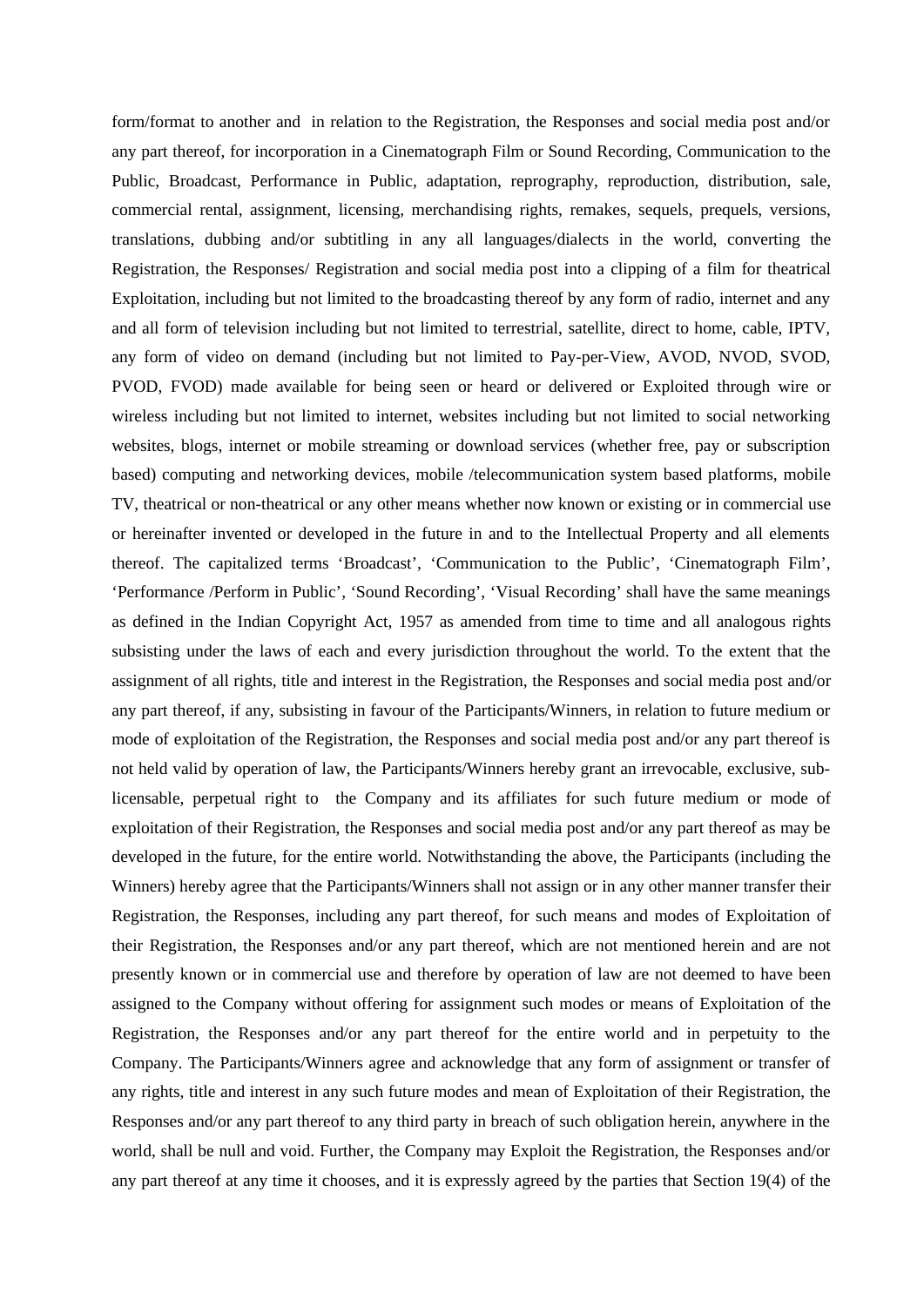form/format to another and in relation to the Registration, the Responses and social media post and/or any part thereof, for incorporation in a Cinematograph Film or Sound Recording, Communication to the Public, Broadcast, Performance in Public, adaptation, reprography, reproduction, distribution, sale, commercial rental, assignment, licensing, merchandising rights, remakes, sequels, prequels, versions, translations, dubbing and/or subtitling in any all languages/dialects in the world, converting the Registration, the Responses/ Registration and social media post into a clipping of a film for theatrical Exploitation, including but not limited to the broadcasting thereof by any form of radio, internet and any and all form of television including but not limited to terrestrial, satellite, direct to home, cable, IPTV, any form of video on demand (including but not limited to Pay-per-View, AVOD, NVOD, SVOD, PVOD, FVOD) made available for being seen or heard or delivered or Exploited through wire or wireless including but not limited to internet, websites including but not limited to social networking websites, blogs, internet or mobile streaming or download services (whether free, pay or subscription based) computing and networking devices, mobile /telecommunication system based platforms, mobile TV, theatrical or non-theatrical or any other means whether now known or existing or in commercial use or hereinafter invented or developed in the future in and to the Intellectual Property and all elements thereof. The capitalized terms 'Broadcast', 'Communication to the Public', 'Cinematograph Film', 'Performance /Perform in Public', 'Sound Recording', 'Visual Recording' shall have the same meanings as defined in the Indian Copyright Act, 1957 as amended from time to time and all analogous rights subsisting under the laws of each and every jurisdiction throughout the world. To the extent that the assignment of all rights, title and interest in the Registration, the Responses and social media post and/or any part thereof, if any, subsisting in favour of the Participants/Winners, in relation to future medium or mode of exploitation of the Registration, the Responses and social media post and/or any part thereof is not held valid by operation of law, the Participants/Winners hereby grant an irrevocable, exclusive, sub-licensable, perpetual right to the Company and its affiliates for such future medium or mode of exploitation of their Registration, the Responses and social media post and/or any part thereof as may be developed in the future, for the entire world. Notwithstanding the above, the Participants (including the Winners) hereby agree that the Participants/Winners shall not assign or in any other manner transfer their Registration, the Responses, including any part thereof, for such means and modes of Exploitation of their Registration, the Responses and/or any part thereof, which are not mentioned herein and are not presently known or in commercial use and therefore by operation of law are not deemed to have been assigned to the Company without offering for assignment such modes or means of Exploitation of the Registration, the Responses and/or any part thereof for the entire world and in perpetuity to the Company. The Participants/Winners agree and acknowledge that any form of assignment or transfer of any rights, title and interest in any such future modes and mean of Exploitation of their Registration, the Responses and/or any part thereof to any third party in breach of such obligation herein, anywhere in the world, shall be null and void. Further, the Company may Exploit the Registration, the Responses and/or any part thereof at any time it chooses, and it is expressly agreed by the parties that Section 19(4) of the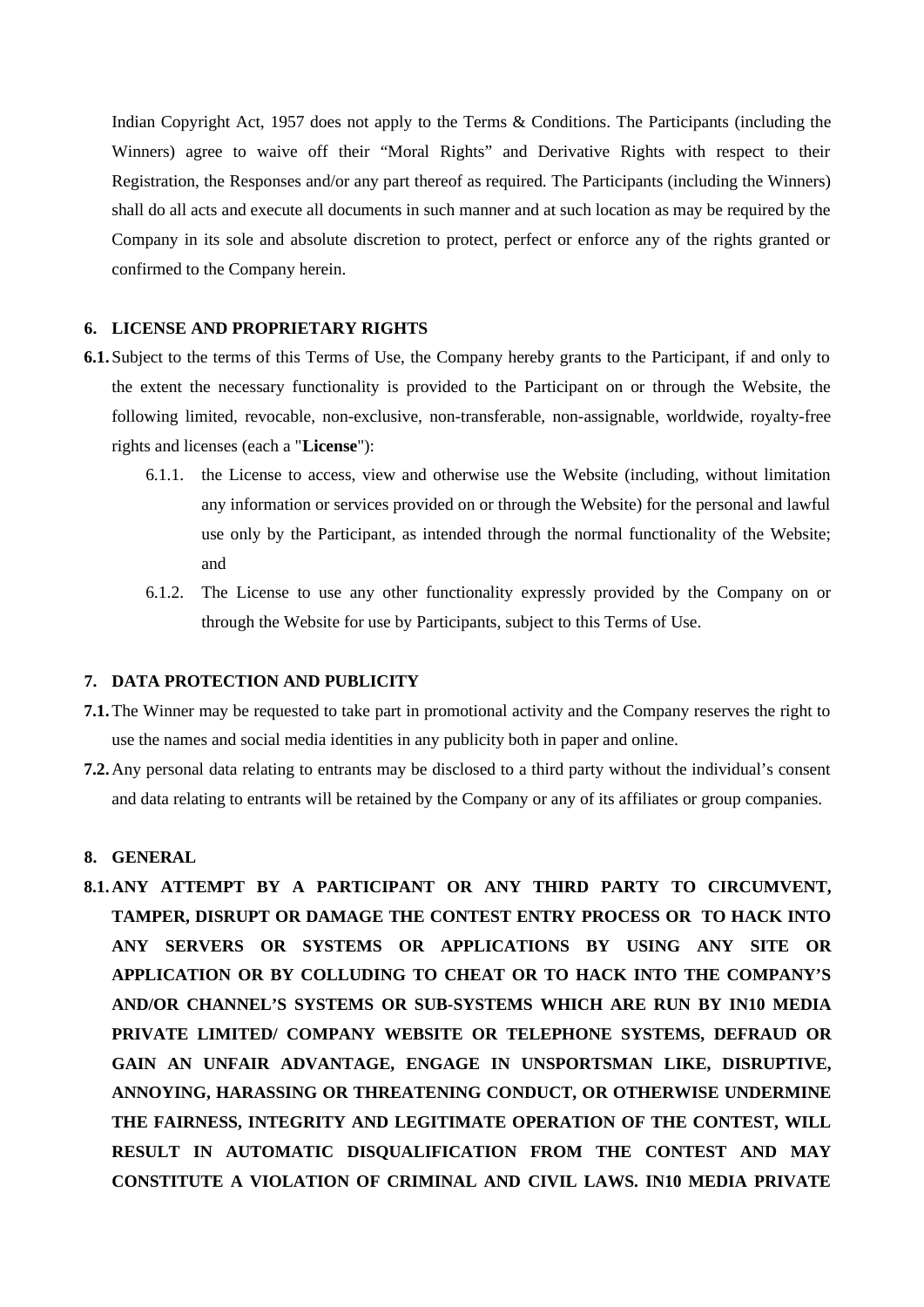Indian Copyright Act, 1957 does not apply to the Terms & Conditions. The Participants (including the Winners) agree to waive off their "Moral Rights" and Derivative Rights with respect to their Registration, the Responses and/or any part thereof as required. The Participants (including the Winners) shall do all acts and execute all documents in such manner and at such location as may be required by the Company in its sole and absolute discretion to protect, perfect or enforce any of the rights granted or confirmed to the Company herein.

**6. LICENSE AND PROPRIETARY RIGHTS**

**6.1.** Subject to the terms of this Terms of Use, the Company hereby grants to the Participant, if and only to the extent the necessary functionality is provided to the Participant on or through the Website, the following limited, revocable, non-exclusive, non-transferable, non-assignable, worldwide, royalty-free rights and licenses (each a "**License**"):

- 6.1.1. the License to access, view and otherwise use the Website (including, without limitation any information or services provided on or through the Website) for the personal and lawful use only by the Participant, as intended through the normal functionality of the Website; and
- 6.1.2. The License to use any other functionality expressly provided by the Company on or through the Website for use by Participants, subject to this Terms of Use.

**7. DATA PROTECTION AND PUBLICITY**

**7.1.** The Winner may be requested to take part in promotional activity and the Company reserves the right to use the names and social media identities in any publicity both in paper and online.

**7.2.** Any personal data relating to entrants may be disclosed to a third party without the individual's consent and data relating to entrants will be retained by the Company or any of its affiliates or group companies.

**8. GENERAL**

**8.1. ANY ATTEMPT BY A PARTICIPANT OR ANY THIRD PARTY TO CIRCUMVENT, TAMPER, DISRUPT OR DAMAGE THE CONTEST ENTRY PROCESS OR TO HACK INTO ANY SERVERS OR SYSTEMS OR APPLICATIONS BY USING ANY SITE OR APPLICATION OR BY COLLUDING TO CHEAT OR TO HACK INTO THE COMPANY'S AND/OR CHANNEL'S SYSTEMS OR SUB-SYSTEMS WHICH ARE RUN BY IN10 MEDIA PRIVATE LIMITED/ COMPANY WEBSITE OR TELEPHONE SYSTEMS, DEFRAUD OR GAIN AN UNFAIR ADVANTAGE, ENGAGE IN UNSPORTSMAN LIKE, DISRUPTIVE, ANNOYING, HARASSING OR THREATENING CONDUCT, OR OTHERWISE UNDERMINE THE FAIRNESS, INTEGRITY AND LEGITIMATE OPERATION OF THE CONTEST, WILL RESULT IN AUTOMATIC DISQUALIFICATION FROM THE CONTEST AND MAY CONSTITUTE A VIOLATION OF CRIMINAL AND CIVIL LAWS. IN10 MEDIA PRIVATE**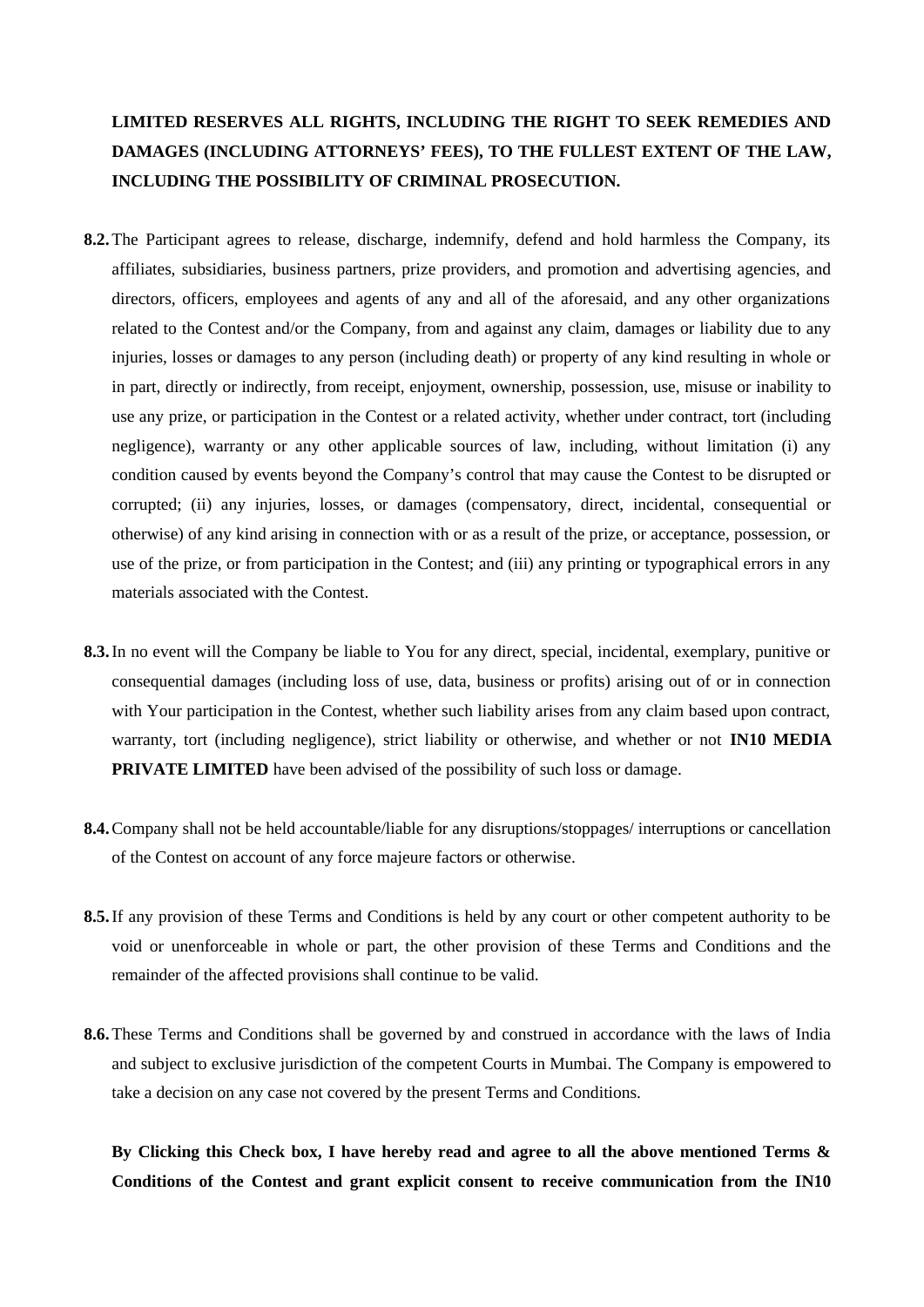**LIMITED RESERVES ALL RIGHTS, INCLUDING THE RIGHT TO SEEK REMEDIES AND DAMAGES (INCLUDING ATTORNEYS' FEES), TO THE FULLEST EXTENT OF THE LAW, INCLUDING THE POSSIBILITY OF CRIMINAL PROSECUTION.**

**8.2.** The Participant agrees to release, discharge, indemnify, defend and hold harmless the Company, its affiliates, subsidiaries, business partners, prize providers, and promotion and advertising agencies, and directors, officers, employees and agents of any and all of the aforesaid, and any other organizations related to the Contest and/or the Company, from and against any claim, damages or liability due to any injuries, losses or damages to any person (including death) or property of any kind resulting in whole or in part, directly or indirectly, from receipt, enjoyment, ownership, possession, use, misuse or inability to use any prize, or participation in the Contest or a related activity, whether under contract, tort (including negligence), warranty or any other applicable sources of law, including, without limitation (i) any condition caused by events beyond the Company's control that may cause the Contest to be disrupted or corrupted; (ii) any injuries, losses, or damages (compensatory, direct, incidental, consequential or otherwise) of any kind arising in connection with or as a result of the prize, or acceptance, possession, or use of the prize, or from participation in the Contest; and (iii) any printing or typographical errors in any materials associated with the Contest.

**8.3.** In no event will the Company be liable to You for any direct, special, incidental, exemplary, punitive or consequential damages (including loss of use, data, business or profits) arising out of or in connection with Your participation in the Contest, whether such liability arises from any claim based upon contract, warranty, tort (including negligence), strict liability or otherwise, and whether or not **IN10 MEDIA PRIVATE LIMITED** have been advised of the possibility of such loss or damage.

**8.4.** Company shall not be held accountable/liable for any disruptions/stoppages/ interruptions or cancellation of the Contest on account of any force majeure factors or otherwise.

**8.5.** If any provision of these Terms and Conditions is held by any court or other competent authority to be void or unenforceable in whole or part, the other provision of these Terms and Conditions and the remainder of the affected provisions shall continue to be valid.

**8.6.** These Terms and Conditions shall be governed by and construed in accordance with the laws of India and subject to exclusive jurisdiction of the competent Courts in Mumbai. The Company is empowered to take a decision on any case not covered by the present Terms and Conditions.

**By Clicking this Check box, I have hereby read and agree to all the above mentioned Terms & Conditions of the Contest and grant explicit consent to receive communication from the IN10**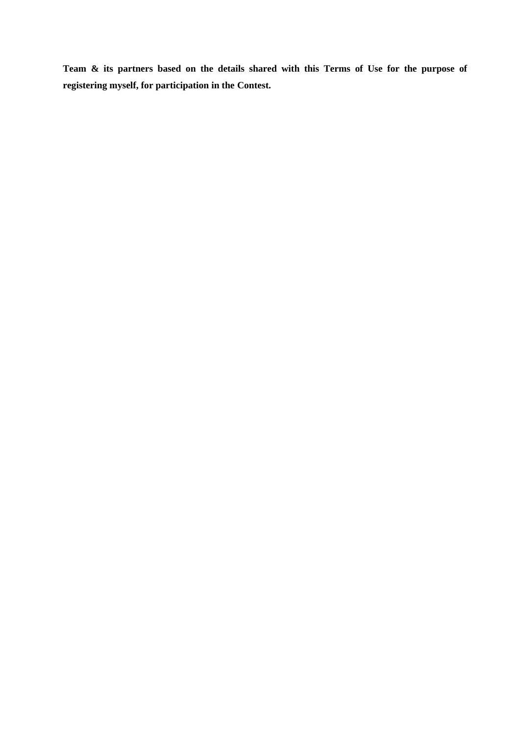**Team & its partners based on the details shared with this Terms of Use for the purpose of registering myself, for participation in the Contest.**